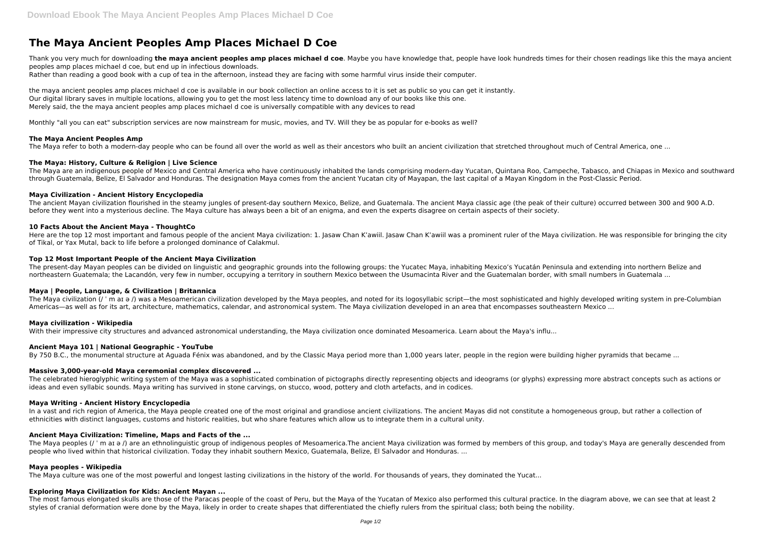# The Maya Ancient Peoples Amp Places Michael D Coe

Thank you very much for downloading **the maya ancient peoples amp places michael d coe**. Maybe you have knowledge that, people have look hundreds times for their chosen readings like this the maya ancient peoples amp places michael d coe, but end up in infectious downloads.
Rather than reading a good book with a cup of tea in the afternoon, instead they are facing with some harmful virus inside their computer.

the maya ancient peoples amp places michael d coe is available in our book collection an online access to it is set as public so you can get it instantly.
Our digital library saves in multiple locations, allowing you to get the most less latency time to download any of our books like this one.
Merely said, the the maya ancient peoples amp places michael d coe is universally compatible with any devices to read

Monthly "all you can eat" subscription services are now mainstream for music, movies, and TV. Will they be as popular for e-books as well?

### The Maya Ancient Peoples Amp

The Maya refer to both a modern-day people who can be found all over the world as well as their ancestors who built an ancient civilization that stretched throughout much of Central America, one ...

### The Maya: History, Culture & Religion | Live Science

The Maya are an indigenous people of Mexico and Central America who have continuously inhabited the lands comprising modern-day Yucatan, Quintana Roo, Campeche, Tabasco, and Chiapas in Mexico and southward through Guatemala, Belize, El Salvador and Honduras. The designation Maya comes from the ancient Yucatan city of Mayapan, the last capital of a Mayan Kingdom in the Post-Classic Period.

### Maya Civilization - Ancient History Encyclopedia

The ancient Mayan civilization flourished in the steamy jungles of present-day southern Mexico, Belize, and Guatemala. The ancient Maya classic age (the peak of their culture) occurred between 300 and 900 A.D. before they went into a mysterious decline. The Maya culture has always been a bit of an enigma, and even the experts disagree on certain aspects of their society.

### 10 Facts About the Ancient Maya - ThoughtCo

Here are the top 12 most important and famous people of the ancient Maya civilization: 1. Jasaw Chan K'awiil. Jasaw Chan K'awiil was a prominent ruler of the Maya civilization. He was responsible for bringing the city of Tikal, or Yax Mutal, back to life before a prolonged dominance of Calakmul.

### Top 12 Most Important People of the Ancient Maya Civilization

The present-day Mayan peoples can be divided on linguistic and geographic grounds into the following groups: the Yucatec Maya, inhabiting Mexico's Yucatán Peninsula and extending into northern Belize and northeastern Guatemala; the Lacandón, very few in number, occupying a territory in southern Mexico between the Usumacinta River and the Guatemalan border, with small numbers in Guatemala ...

### Maya | People, Language, & Civilization | Britannica

The Maya civilization (/ ˈ m aɪ ə /) was a Mesoamerican civilization developed by the Maya peoples, and noted for its logosyllabic script—the most sophisticated and highly developed writing system in pre-Columbian Americas—as well as for its art, architecture, mathematics, calendar, and astronomical system. The Maya civilization developed in an area that encompasses southeastern Mexico ...

### Maya civilization - Wikipedia

With their impressive city structures and advanced astronomical understanding, the Maya civilization once dominated Mesoamerica. Learn about the Maya's influ...

### Ancient Maya 101 | National Geographic - YouTube

By 750 B.C., the monumental structure at Aguada Fénix was abandoned, and by the Classic Maya period more than 1,000 years later, people in the region were building higher pyramids that became ...

### Massive 3,000-year-old Maya ceremonial complex discovered ...

The celebrated hieroglyphic writing system of the Maya was a sophisticated combination of pictographs directly representing objects and ideograms (or glyphs) expressing more abstract concepts such as actions or ideas and even syllabic sounds. Maya writing has survived in stone carvings, on stucco, wood, pottery and cloth artefacts, and in codices.

### Maya Writing - Ancient History Encyclopedia

In a vast and rich region of America, the Maya people created one of the most original and grandiose ancient civilizations. The ancient Mayas did not constitute a homogeneous group, but rather a collection of ethnicities with distinct languages, customs and historic realities, but who share features which allow us to integrate them in a cultural unity.

### Ancient Maya Civilization: Timeline, Maps and Facts of the ...

The Maya peoples (/ ˈ m aɪ ə /) are an ethnolinguistic group of indigenous peoples of Mesoamerica.The ancient Maya civilization was formed by members of this group, and today's Maya are generally descended from people who lived within that historical civilization. Today they inhabit southern Mexico, Guatemala, Belize, El Salvador and Honduras. ...

### Maya peoples - Wikipedia

The Maya culture was one of the most powerful and longest lasting civilizations in the history of the world. For thousands of years, they dominated the Yucat...

### Exploring Maya Civilization for Kids: Ancient Mayan ...

The most famous elongated skulls are those of the Paracas people of the coast of Peru, but the Maya of the Yucatan of Mexico also performed this cultural practice. In the diagram above, we can see that at least 2 styles of cranial deformation were done by the Maya, likely in order to create shapes that differentiated the chiefly rulers from the spiritual class; both being the nobility.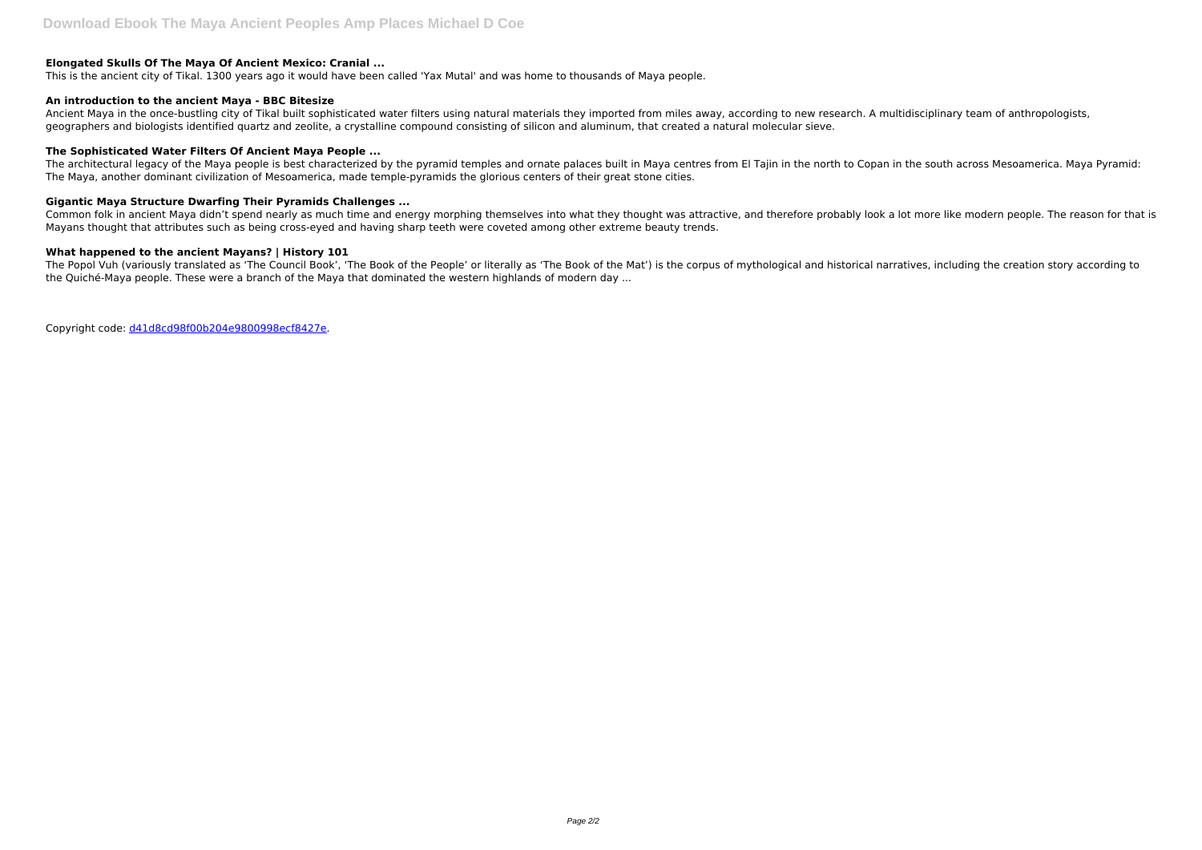### Elongated Skulls Of The Maya Of Ancient Mexico: Cranial ...

This is the ancient city of Tikal. 1300 years ago it would have been called 'Yax Mutal' and was home to thousands of Maya people.

### An introduction to the ancient Maya - BBC Bitesize

Ancient Maya in the once-bustling city of Tikal built sophisticated water filters using natural materials they imported from miles away, according to new research. A multidisciplinary team of anthropologists, geographers and biologists identified quartz and zeolite, a crystalline compound consisting of silicon and aluminum, that created a natural molecular sieve.

### The Sophisticated Water Filters Of Ancient Maya People ...

The architectural legacy of the Maya people is best characterized by the pyramid temples and ornate palaces built in Maya centres from El Tajin in the north to Copan in the south across Mesoamerica. Maya Pyramid: The Maya, another dominant civilization of Mesoamerica, made temple-pyramids the glorious centers of their great stone cities.

### Gigantic Maya Structure Dwarfing Their Pyramids Challenges ...

Common folk in ancient Maya didn't spend nearly as much time and energy morphing themselves into what they thought was attractive, and therefore probably look a lot more like modern people. The reason for that is Mayans thought that attributes such as being cross-eyed and having sharp teeth were coveted among other extreme beauty trends.

### What happened to the ancient Mayans? | History 101

The Popol Vuh (variously translated as 'The Council Book', 'The Book of the People' or literally as 'The Book of the Mat') is the corpus of mythological and historical narratives, including the creation story according to the Quiché-Maya people. These were a branch of the Maya that dominated the western highlands of modern day ...

Copyright code: d41d8cd98f00b204e9800998ecf8427e.